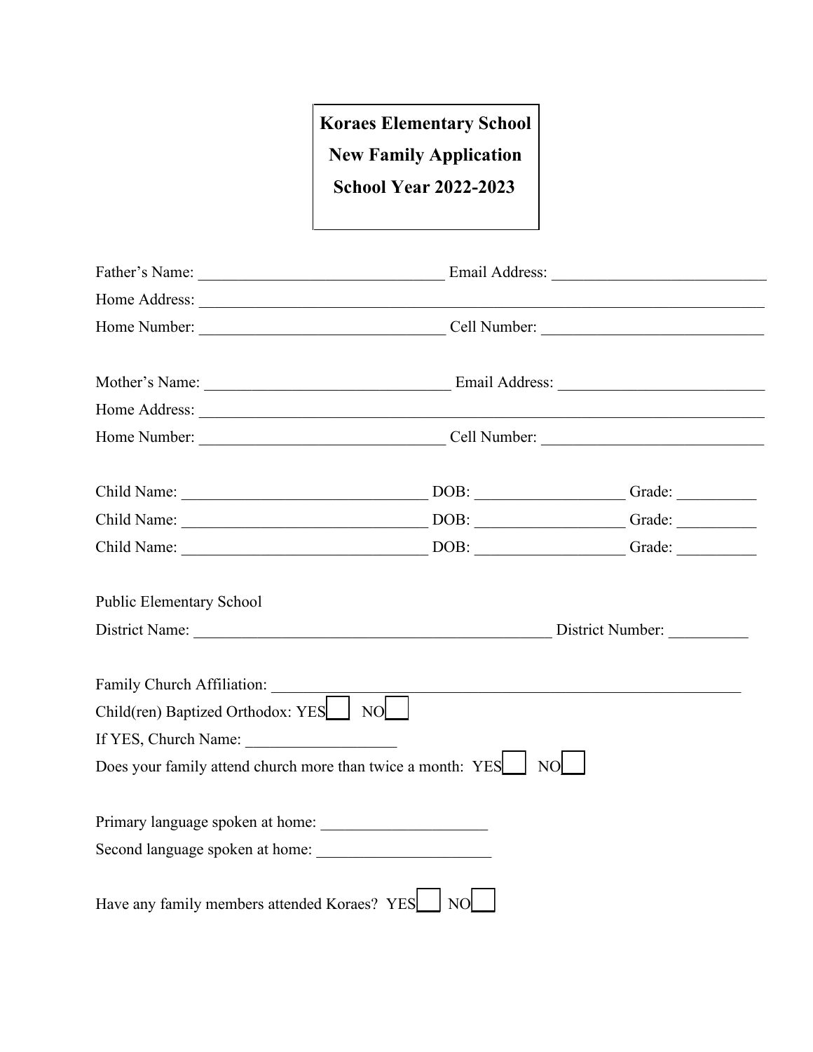**Koraes Elementary School**
**New Family Application**
**School Year 2022-2023**

Father's Name: ______________________________ Email Address: ___________________________
Home Address: ________________________________________________________________________
Home Number: ______________________________ Cell Number: ____________________________

Mother's Name: ______________________________ Email Address: __________________________
Home Address: ________________________________________________________________________
Home Number: ______________________________ Cell Number: ____________________________

Child Name: ______________________________ DOB: __________________ Grade: __________
Child Name: ______________________________ DOB: __________________ Grade: __________
Child Name: ______________________________ DOB: __________________ Grade: __________

Public Elementary School
District Name: ____________________________________________ District Number: __________

Family Church Affiliation: ____________________________________________________________
Child(ren) Baptized Orthodox: YES☐ NO☐
If YES, Church Name: ___________________
Does your family attend church more than twice a month: YES☐ NO☐

Primary language spoken at home: _____________________
Second language spoken at home: _____________________

Have any family members attended Koraes? YES☐ NO☐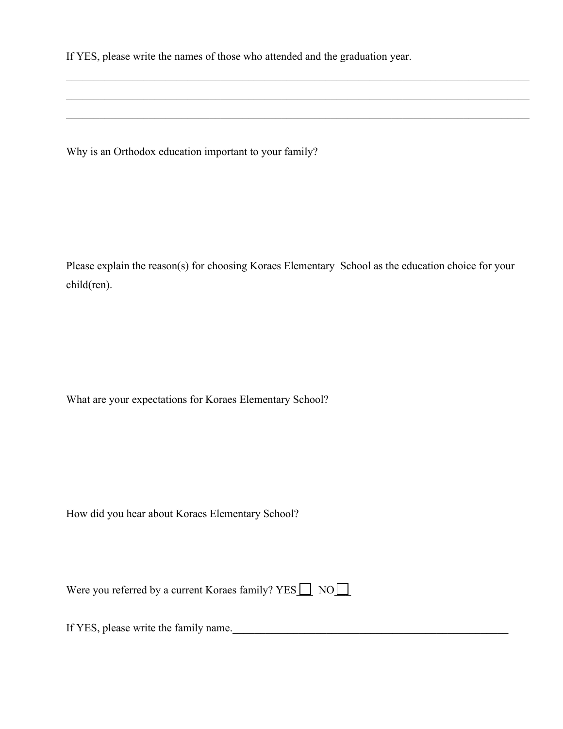If YES, please write the names of those who attended and the graduation year.

_______________________________________________________________________________

_______________________________________________________________________________

_______________________________________________________________________________

Why is an Orthodox education important to your family?

Please explain the reason(s) for choosing Koraes Elementary  School as the education choice for your child(ren).

What are your expectations for Koraes Elementary School?

How did you hear about Koraes Elementary School?

Were you referred by a current Koraes family? YES ☐ NO ☐

If YES, please write the family name.____________________________________________________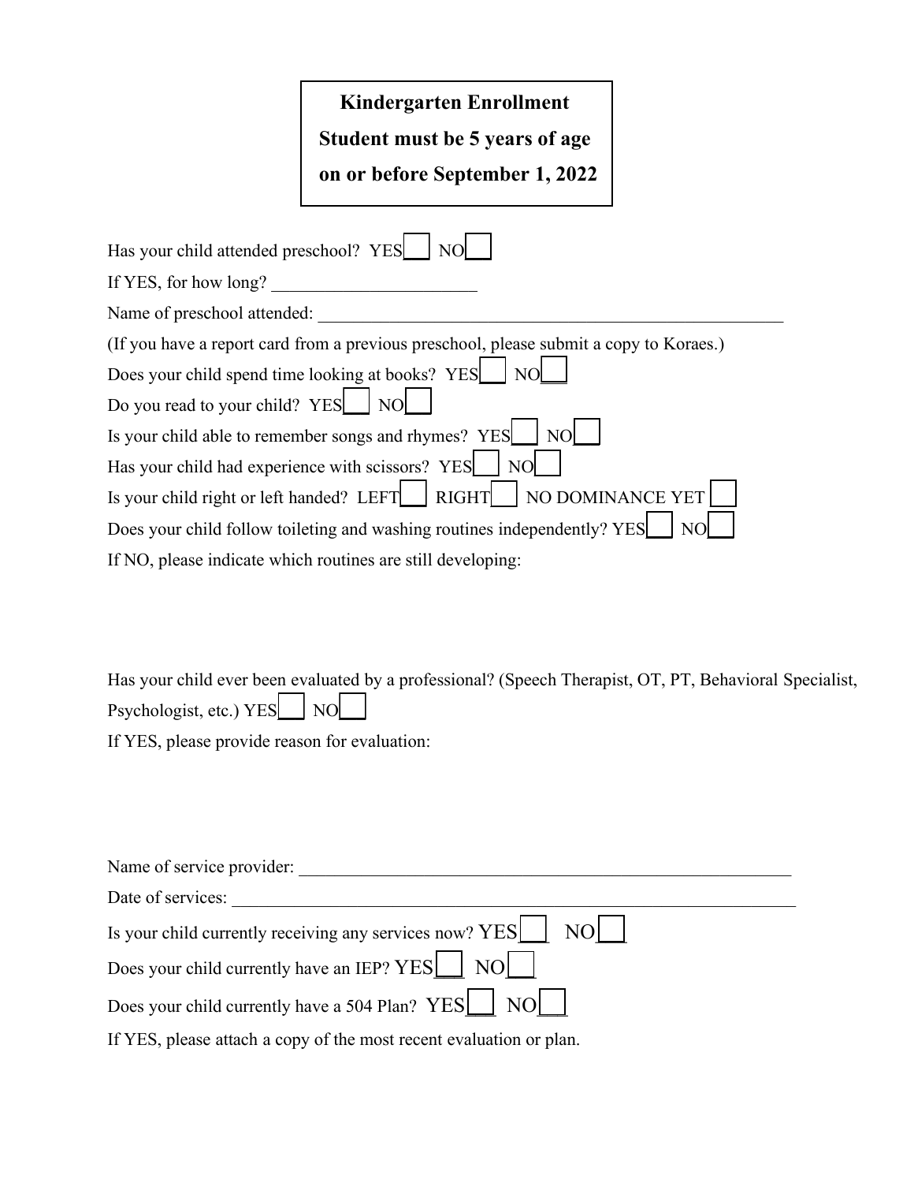**Kindergarten Enrollment**
**Student must be 5 years of age on or before September 1, 2022**

Has your child attended preschool? YES☐ NO☐

If YES, for how long? _______________________

Name of preschool attended: ______________________________________________________

(If you have a report card from a previous preschool, please submit a copy to Koraes.)

Does your child spend time looking at books? YES☐ NO☐

Do you read to your child? YES☐ NO☐

Is your child able to remember songs and rhymes? YES☐ NO☐

Has your child had experience with scissors? YES☐ NO☐

Is your child right or left handed? LEFT☐ RIGHT☐ NO DOMINANCE YET ☐

Does your child follow toileting and washing routines independently? YES☐ NO☐

If NO, please indicate which routines are still developing:

Has your child ever been evaluated by a professional? (Speech Therapist, OT, PT, Behavioral Specialist, Psychologist, etc.) YES☐ NO☐

If YES, please provide reason for evaluation:

Name of service provider: _________________________________________________________

Date of services: ______________________________________________________________

Is your child currently receiving any services now? YES☐ NO☐

Does your child currently have an IEP? YES☐ NO☐

Does your child currently have a 504 Plan? YES☐ NO☐

If YES, please attach a copy of the most recent evaluation or plan.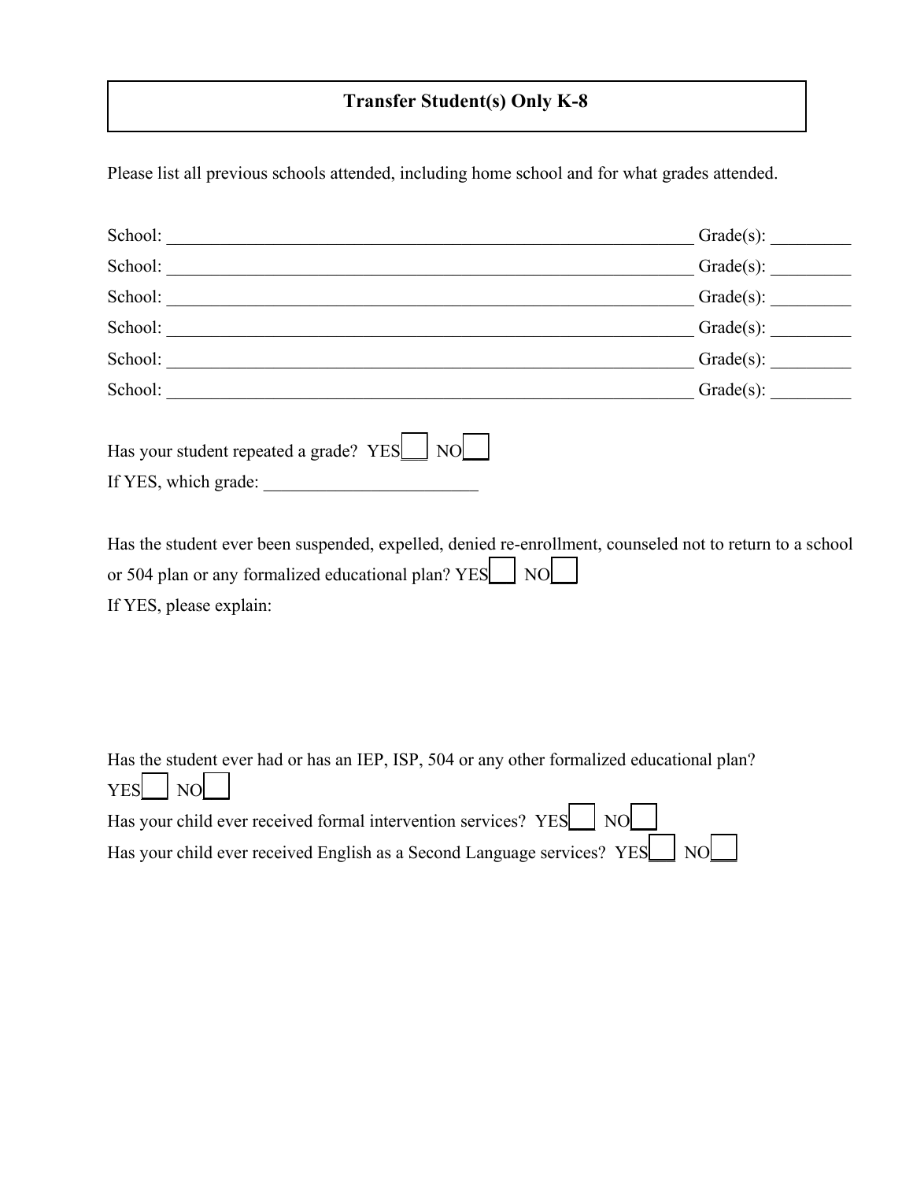# Transfer Student(s) Only K-8

Please list all previous schools attended, including home school and for what grades attended.

School: ____________________________________________________________ Grade(s): _________

School: ____________________________________________________________ Grade(s): _________

School: ____________________________________________________________ Grade(s): _________

School: ____________________________________________________________ Grade(s): _________

School: ____________________________________________________________ Grade(s): _________

School: ____________________________________________________________ Grade(s): _________

Has your student repeated a grade? YES☐ NO☐

If YES, which grade: ________________________

Has the student ever been suspended, expelled, denied re-enrollment, counseled not to return to a school or 504 plan or any formalized educational plan? YES☐ NO☐

If YES, please explain:

Has the student ever had or has an IEP, ISP, 504 or any other formalized educational plan?

YES☐ NO☐

Has your child ever received formal intervention services? YES☐ NO☐

Has your child ever received English as a Second Language services? YES☐ NO☐